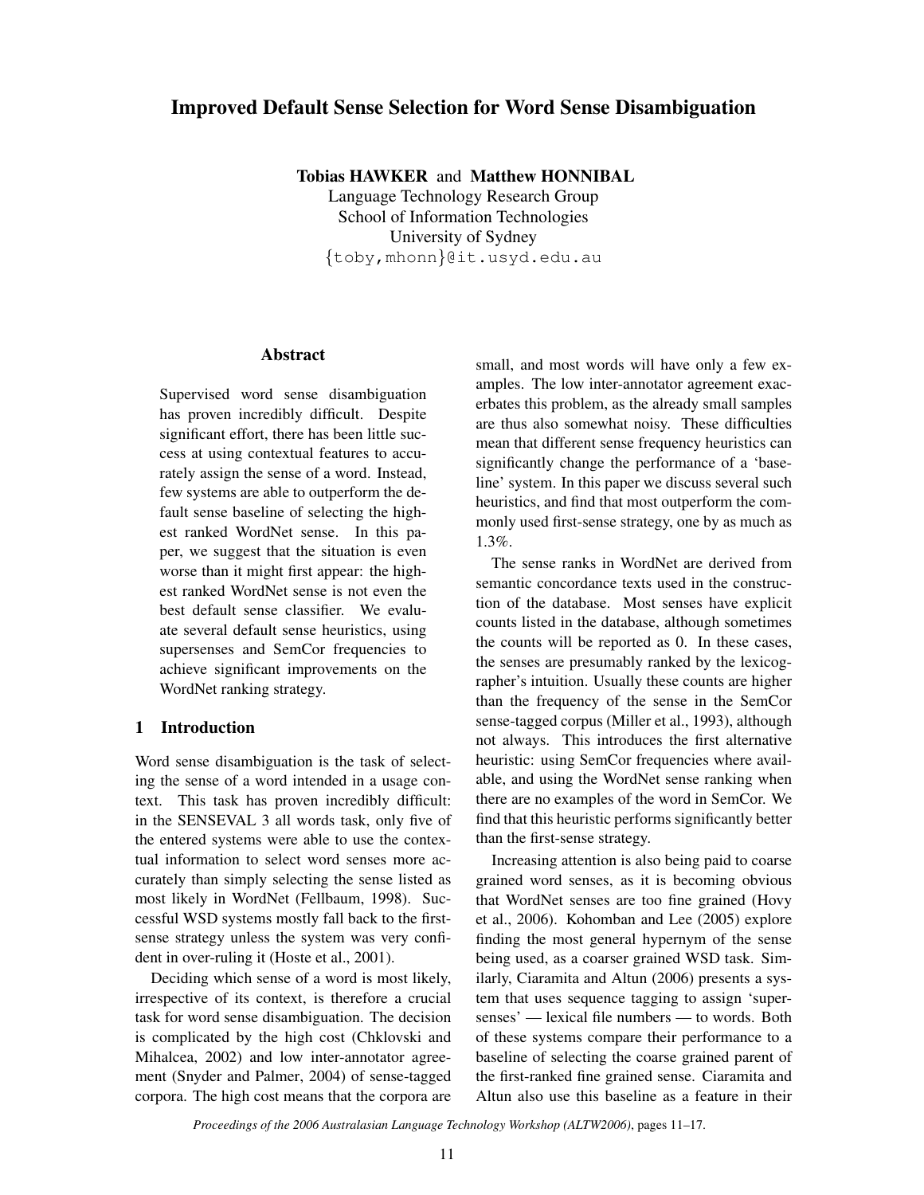# Improved Default Sense Selection for Word Sense Disambiguation

**Tobias HAWKER** and **Matthew HONNIBAL**
Language Technology Research Group
School of Information Technologies
University of Sydney
{toby,mhonn}@it.usyd.edu.au

## Abstract

Supervised word sense disambiguation has proven incredibly difficult. Despite significant effort, there has been little success at using contextual features to accurately assign the sense of a word. Instead, few systems are able to outperform the default sense baseline of selecting the highest ranked WordNet sense. In this paper, we suggest that the situation is even worse than it might first appear: the highest ranked WordNet sense is not even the best default sense classifier. We evaluate several default sense heuristics, using supersenses and SemCor frequencies to achieve significant improvements on the WordNet ranking strategy.

## 1 Introduction

Word sense disambiguation is the task of selecting the sense of a word intended in a usage context. This task has proven incredibly difficult: in the SENSEVAL 3 all words task, only five of the entered systems were able to use the contextual information to select word senses more accurately than simply selecting the sense listed as most likely in WordNet (Fellbaum, 1998). Successful WSD systems mostly fall back to the first-sense strategy unless the system was very confident in over-ruling it (Hoste et al., 2001).

Deciding which sense of a word is most likely, irrespective of its context, is therefore a crucial task for word sense disambiguation. The decision is complicated by the high cost (Chklovski and Mihalcea, 2002) and low inter-annotator agreement (Snyder and Palmer, 2004) of sense-tagged corpora. The high cost means that the corpora are small, and most words will have only a few examples. The low inter-annotator agreement exacerbates this problem, as the already small samples are thus also somewhat noisy. These difficulties mean that different sense frequency heuristics can significantly change the performance of a 'baseline' system. In this paper we discuss several such heuristics, and find that most outperform the commonly used first-sense strategy, one by as much as 1.3%.

The sense ranks in WordNet are derived from semantic concordance texts used in the construction of the database. Most senses have explicit counts listed in the database, although sometimes the counts will be reported as 0. In these cases, the senses are presumably ranked by the lexicographer's intuition. Usually these counts are higher than the frequency of the sense in the SemCor sense-tagged corpus (Miller et al., 1993), although not always. This introduces the first alternative heuristic: using SemCor frequencies where available, and using the WordNet sense ranking when there are no examples of the word in SemCor. We find that this heuristic performs significantly better than the first-sense strategy.

Increasing attention is also being paid to coarse grained word senses, as it is becoming obvious that WordNet senses are too fine grained (Hovy et al., 2006). Kohomban and Lee (2005) explore finding the most general hypernym of the sense being used, as a coarser grained WSD task. Similarly, Ciaramita and Altun (2006) presents a system that uses sequence tagging to assign 'supersenses' — lexical file numbers — to words. Both of these systems compare their performance to a baseline of selecting the coarse grained parent of the first-ranked fine grained sense. Ciaramita and Altun also use this baseline as a feature in their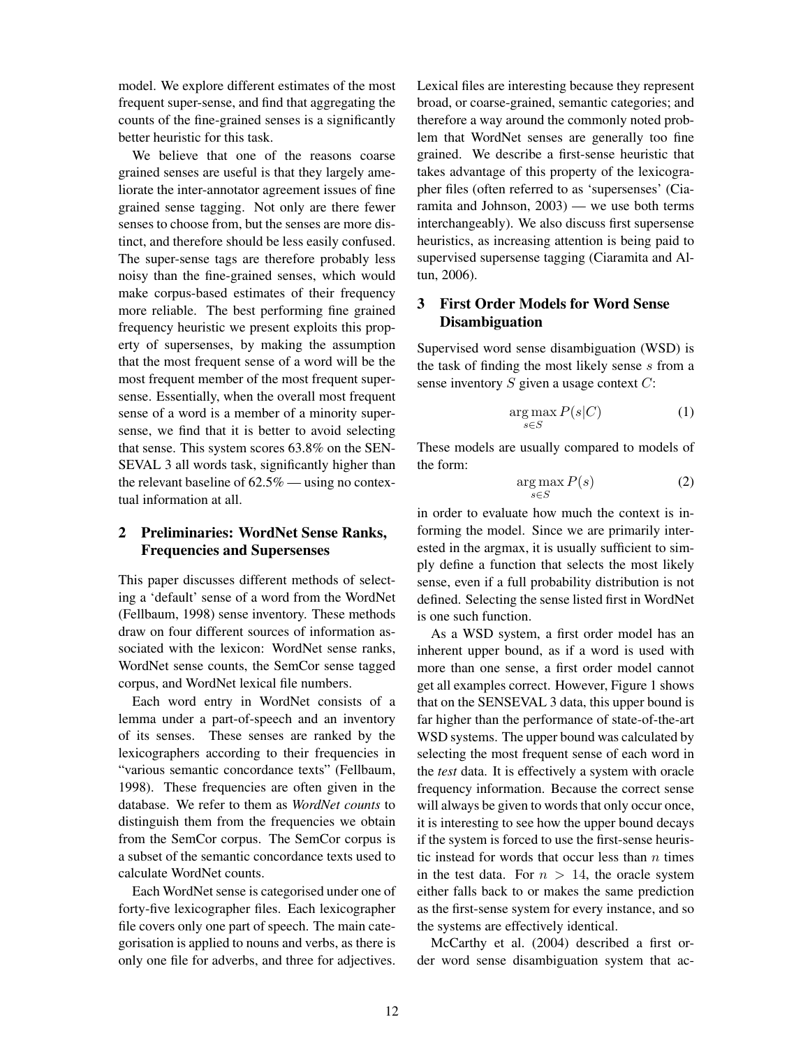model. We explore different estimates of the most frequent super-sense, and find that aggregating the counts of the fine-grained senses is a significantly better heuristic for this task.

We believe that one of the reasons coarse grained senses are useful is that they largely ameliorate the inter-annotator agreement issues of fine grained sense tagging. Not only are there fewer senses to choose from, but the senses are more distinct, and therefore should be less easily confused. The super-sense tags are therefore probably less noisy than the fine-grained senses, which would make corpus-based estimates of their frequency more reliable. The best performing fine grained frequency heuristic we present exploits this property of supersenses, by making the assumption that the most frequent sense of a word will be the most frequent member of the most frequent supersense. Essentially, when the overall most frequent sense of a word is a member of a minority supersense, we find that it is better to avoid selecting that sense. This system scores 63.8% on the SENSEVAL 3 all words task, significantly higher than the relevant baseline of 62.5% — using no contextual information at all.

## 2 Preliminaries: WordNet Sense Ranks, Frequencies and Supersenses

This paper discusses different methods of selecting a 'default' sense of a word from the WordNet (Fellbaum, 1998) sense inventory. These methods draw on four different sources of information associated with the lexicon: WordNet sense ranks, WordNet sense counts, the SemCor sense tagged corpus, and WordNet lexical file numbers.

Each word entry in WordNet consists of a lemma under a part-of-speech and an inventory of its senses. These senses are ranked by the lexicographers according to their frequencies in "various semantic concordance texts" (Fellbaum, 1998). These frequencies are often given in the database. We refer to them as *WordNet counts* to distinguish them from the frequencies we obtain from the SemCor corpus. The SemCor corpus is a subset of the semantic concordance texts used to calculate WordNet counts.

Each WordNet sense is categorised under one of forty-five lexicographer files. Each lexicographer file covers only one part of speech. The main categorisation is applied to nouns and verbs, as there is only one file for adverbs, and three for adjectives. Lexical files are interesting because they represent broad, or coarse-grained, semantic categories; and therefore a way around the commonly noted problem that WordNet senses are generally too fine grained. We describe a first-sense heuristic that takes advantage of this property of the lexicographer files (often referred to as 'supersenses' (Ciaramita and Johnson, 2003) — we use both terms interchangeably). We also discuss first supersense heuristics, as increasing attention is being paid to supervised supersense tagging (Ciaramita and Altun, 2006).

## 3 First Order Models for Word Sense Disambiguation

Supervised word sense disambiguation (WSD) is the task of finding the most likely sense $s$ from a sense inventory $S$ given a usage context $C$:

$$\arg\max_{s \in S} P(s|C) \quad (1)$$

These models are usually compared to models of the form:

$$\arg\max_{s \in S} P(s) \quad (2)$$

in order to evaluate how much the context is informing the model. Since we are primarily interested in the argmax, it is usually sufficient to simply define a function that selects the most likely sense, even if a full probability distribution is not defined. Selecting the sense listed first in WordNet is one such function.

As a WSD system, a first order model has an inherent upper bound, as if a word is used with more than one sense, a first order model cannot get all examples correct. However, Figure 1 shows that on the SENSEVAL 3 data, this upper bound is far higher than the performance of state-of-the-art WSD systems. The upper bound was calculated by selecting the most frequent sense of each word in the *test* data. It is effectively a system with oracle frequency information. Because the correct sense will always be given to words that only occur once, it is interesting to see how the upper bound decays if the system is forced to use the first-sense heuristic instead for words that occur less than $n$ times in the test data. For $n > 14$, the oracle system either falls back to or makes the same prediction as the first-sense system for every instance, and so the systems are effectively identical.

McCarthy et al. (2004) described a first order word sense disambiguation system that ac-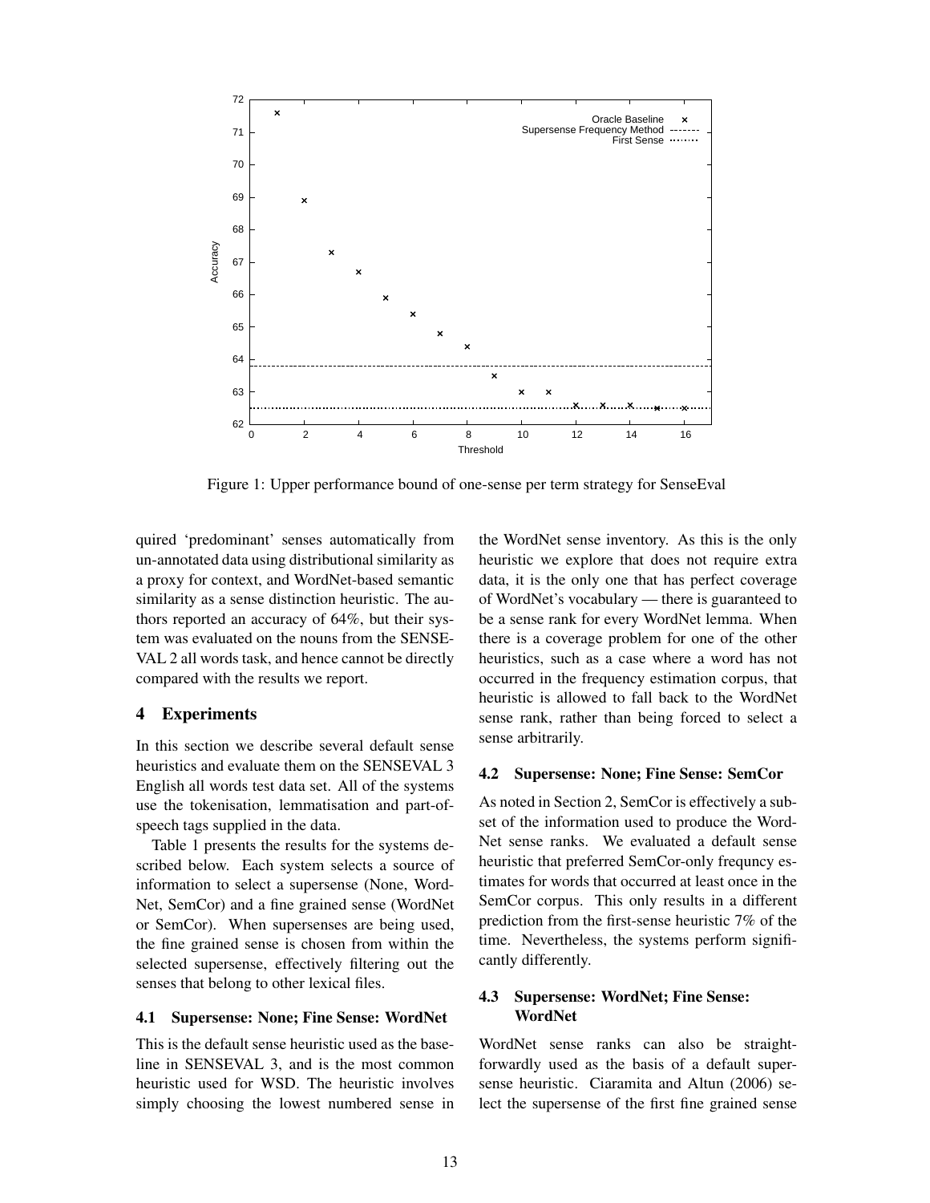Figure 1: Upper performance bound of one-sense per term strategy for SenseEval

quired 'predominant' senses automatically from un-annotated data using distributional similarity as a proxy for context, and WordNet-based semantic similarity as a sense distinction heuristic. The authors reported an accuracy of 64%, but their system was evaluated on the nouns from the SENSEVAL 2 all words task, and hence cannot be directly compared with the results we report.

## 4 Experiments

In this section we describe several default sense heuristics and evaluate them on the SENSEVAL 3 English all words test data set. All of the systems use the tokenisation, lemmatisation and part-of-speech tags supplied in the data.

Table 1 presents the results for the systems described below. Each system selects a source of information to select a supersense (None, WordNet, SemCor) and a fine grained sense (WordNet or SemCor). When supersenses are being used, the fine grained sense is chosen from within the selected supersense, effectively filtering out the senses that belong to other lexical files.

### 4.1 Supersense: None; Fine Sense: WordNet

This is the default sense heuristic used as the baseline in SENSEVAL 3, and is the most common heuristic used for WSD. The heuristic involves simply choosing the lowest numbered sense in the WordNet sense inventory. As this is the only heuristic we explore that does not require extra data, it is the only one that has perfect coverage of WordNet's vocabulary — there is guaranteed to be a sense rank for every WordNet lemma. When there is a coverage problem for one of the other heuristics, such as a case where a word has not occurred in the frequency estimation corpus, that heuristic is allowed to fall back to the WordNet sense rank, rather than being forced to select a sense arbitrarily.

### 4.2 Supersense: None; Fine Sense: SemCor

As noted in Section 2, SemCor is effectively a subset of the information used to produce the WordNet sense ranks. We evaluated a default sense heuristic that preferred SemCor-only frequncy estimates for words that occurred at least once in the SemCor corpus. This only results in a different prediction from the first-sense heuristic 7% of the time. Nevertheless, the systems perform significantly differently.

### 4.3 Supersense: WordNet; Fine Sense: WordNet

WordNet sense ranks can also be straightforwardly used as the basis of a default supersense heuristic. Ciaramita and Altun (2006) select the supersense of the first fine grained sense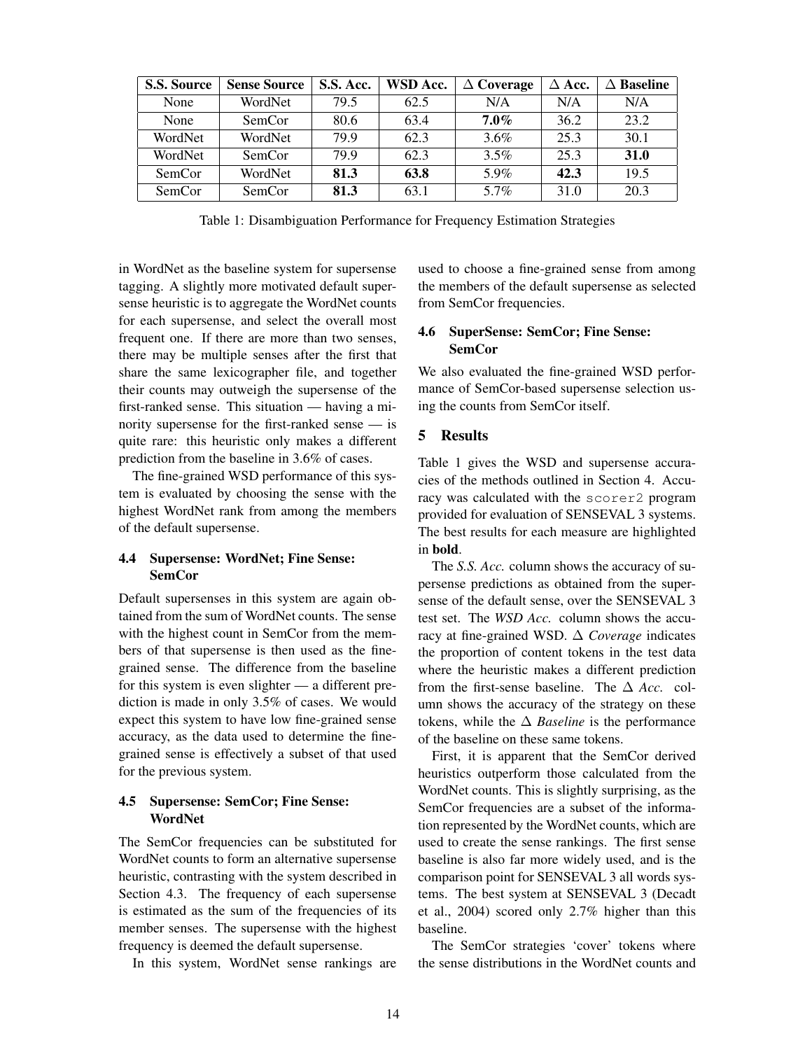| S.S. Source | Sense Source | S.S. Acc. | WSD Acc. | Δ Coverage | Δ Acc. | Δ Baseline |
|---|---|---|---|---|---|---|
| None | WordNet | 79.5 | 62.5 | N/A | N/A | N/A |
| None | SemCor | 80.6 | 63.4 | **7.0%** | 36.2 | 23.2 |
| WordNet | WordNet | 79.9 | 62.3 | 3.6% | 25.3 | 30.1 |
| WordNet | SemCor | 79.9 | 62.3 | 3.5% | 25.3 | **31.0** |
| SemCor | WordNet | **81.3** | **63.8** | 5.9% | **42.3** | 19.5 |
| SemCor | SemCor | **81.3** | 63.1 | 5.7% | 31.0 | 20.3 |

Table 1: Disambiguation Performance for Frequency Estimation Strategies

in WordNet as the baseline system for supersense tagging. A slightly more motivated default supersense heuristic is to aggregate the WordNet counts for each supersense, and select the overall most frequent one. If there are more than two senses, there may be multiple senses after the first that share the same lexicographer file, and together their counts may outweigh the supersense of the first-ranked sense. This situation — having a minority supersense for the first-ranked sense — is quite rare: this heuristic only makes a different prediction from the baseline in 3.6% of cases.

The fine-grained WSD performance of this system is evaluated by choosing the sense with the highest WordNet rank from among the members of the default supersense.

### 4.4 Supersense: WordNet; Fine Sense: SemCor

Default supersenses in this system are again obtained from the sum of WordNet counts. The sense with the highest count in SemCor from the members of that supersense is then used as the fine-grained sense. The difference from the baseline for this system is even slighter — a different prediction is made in only 3.5% of cases. We would expect this system to have low fine-grained sense accuracy, as the data used to determine the fine-grained sense is effectively a subset of that used for the previous system.

### 4.5 Supersense: SemCor; Fine Sense: WordNet

The SemCor frequencies can be substituted for WordNet counts to form an alternative supersense heuristic, contrasting with the system described in Section 4.3. The frequency of each supersense is estimated as the sum of the frequencies of its member senses. The supersense with the highest frequency is deemed the default supersense.

In this system, WordNet sense rankings are used to choose a fine-grained sense from among the members of the default supersense as selected from SemCor frequencies.

### 4.6 SuperSense: SemCor; Fine Sense: SemCor

We also evaluated the fine-grained WSD performance of SemCor-based supersense selection using the counts from SemCor itself.

## 5 Results

Table 1 gives the WSD and supersense accuracies of the methods outlined in Section 4. Accuracy was calculated with the `scorer2` program provided for evaluation of SENSEVAL 3 systems. The best results for each measure are highlighted in **bold**.

The *S.S. Acc.* column shows the accuracy of supersense predictions as obtained from the supersense of the default sense, over the SENSEVAL 3 test set. The *WSD Acc.* column shows the accuracy at fine-grained WSD. Δ *Coverage* indicates the proportion of content tokens in the test data where the heuristic makes a different prediction from the first-sense baseline. The Δ *Acc.* column shows the accuracy of the strategy on these tokens, while the Δ *Baseline* is the performance of the baseline on these same tokens.

First, it is apparent that the SemCor derived heuristics outperform those calculated from the WordNet counts. This is slightly surprising, as the SemCor frequencies are a subset of the information represented by the WordNet counts, which are used to create the sense rankings. The first sense baseline is also far more widely used, and is the comparison point for SENSEVAL 3 all words systems. The best system at SENSEVAL 3 (Decadt et al., 2004) scored only 2.7% higher than this baseline.

The SemCor strategies 'cover' tokens where the sense distributions in the WordNet counts and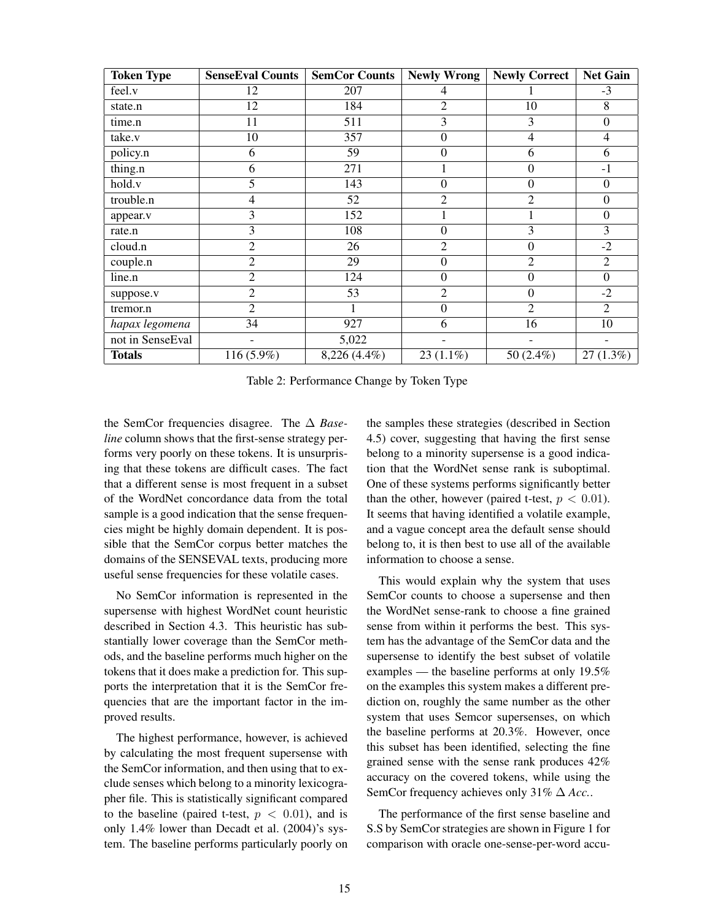| Token Type | SenseEval Counts | SemCor Counts | Newly Wrong | Newly Correct | Net Gain |
|---|---|---|---|---|---|
| feel.v | 12 | 207 | 4 | 1 | -3 |
| state.n | 12 | 184 | 2 | 10 | 8 |
| time.n | 11 | 511 | 3 | 3 | 0 |
| take.v | 10 | 357 | 0 | 4 | 4 |
| policy.n | 6 | 59 | 0 | 6 | 6 |
| thing.n | 6 | 271 | 1 | 0 | -1 |
| hold.v | 5 | 143 | 0 | 0 | 0 |
| trouble.n | 4 | 52 | 2 | 2 | 0 |
| appear.v | 3 | 152 | 1 | 1 | 0 |
| rate.n | 3 | 108 | 0 | 3 | 3 |
| cloud.n | 2 | 26 | 2 | 0 | -2 |
| couple.n | 2 | 29 | 0 | 2 | 2 |
| line.n | 2 | 124 | 0 | 0 | 0 |
| suppose.v | 2 | 53 | 2 | 0 | -2 |
| tremor.n | 2 | 1 | 0 | 2 | 2 |
| *hapax legomena* | 34 | 927 | 6 | 16 | 10 |
| not in SenseEval | - | 5,022 | - | - | - |
| **Totals** | 116 (5.9%) | 8,226 (4.4%) | 23 (1.1%) | 50 (2.4%) | 27 (1.3%) |

Table 2: Performance Change by Token Type

the SemCor frequencies disagree. The Δ *Baseline* column shows that the first-sense strategy performs very poorly on these tokens. It is unsurprising that these tokens are difficult cases. The fact that a different sense is most frequent in a subset of the WordNet concordance data from the total sample is a good indication that the sense frequencies might be highly domain dependent. It is possible that the SemCor corpus better matches the domains of the SENSEVAL texts, producing more useful sense frequencies for these volatile cases.

No SemCor information is represented in the supersense with highest WordNet count heuristic described in Section 4.3. This heuristic has substantially lower coverage than the SemCor methods, and the baseline performs much higher on the tokens that it does make a prediction for. This supports the interpretation that it is the SemCor frequencies that are the important factor in the improved results.

The highest performance, however, is achieved by calculating the most frequent supersense with the SemCor information, and then using that to exclude senses which belong to a minority lexicographer file. This is statistically significant compared to the baseline (paired t-test, $p < 0.01$), and is only 1.4% lower than Decadt et al. (2004)'s system. The baseline performs particularly poorly on the samples these strategies (described in Section 4.5) cover, suggesting that having the first sense belong to a minority supersense is a good indication that the WordNet sense rank is suboptimal. One of these systems performs significantly better than the other, however (paired t-test, $p < 0.01$). It seems that having identified a volatile example, and a vague concept area the default sense should belong to, it is then best to use all of the available information to choose a sense.

This would explain why the system that uses SemCor counts to choose a supersense and then the WordNet sense-rank to choose a fine grained sense from within it performs the best. This system has the advantage of the SemCor data and the supersense to identify the best subset of volatile examples — the baseline performs at only 19.5% on the examples this system makes a different prediction on, roughly the same number as the other system that uses Semcor supersenses, on which the baseline performs at 20.3%. However, once this subset has been identified, selecting the fine grained sense with the sense rank produces 42% accuracy on the covered tokens, while using the SemCor frequency achieves only 31% Δ *Acc.*.

The performance of the first sense baseline and S.S by SemCor strategies are shown in Figure 1 for comparison with oracle one-sense-per-word accu-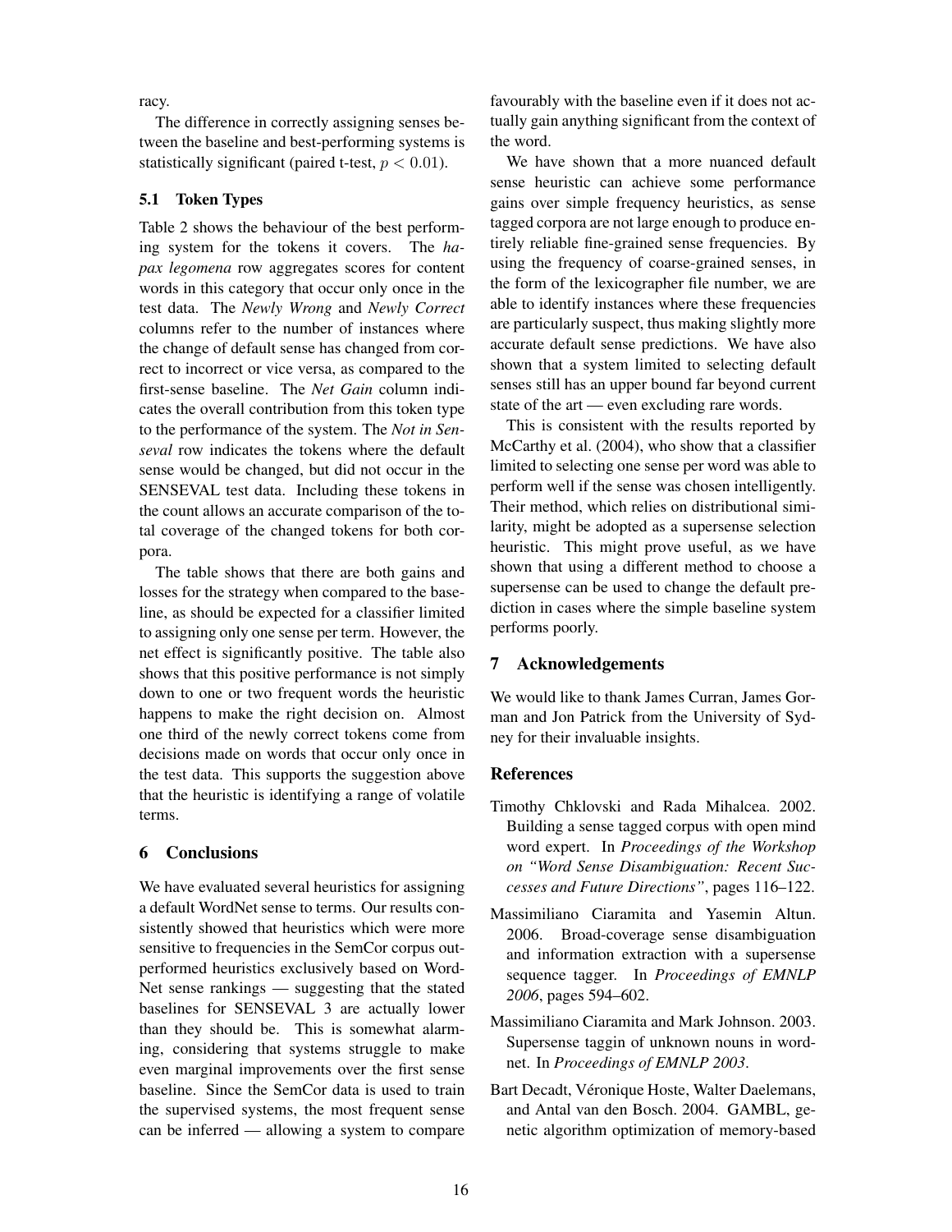racy.

The difference in correctly assigning senses between the baseline and best-performing systems is statistically significant (paired t-test, $p < 0.01$).

### 5.1 Token Types

Table 2 shows the behaviour of the best performing system for the tokens it covers. The *hapax legomena* row aggregates scores for content words in this category that occur only once in the test data. The *Newly Wrong* and *Newly Correct* columns refer to the number of instances where the change of default sense has changed from correct to incorrect or vice versa, as compared to the first-sense baseline. The *Net Gain* column indicates the overall contribution from this token type to the performance of the system. The *Not in Senseval* row indicates the tokens where the default sense would be changed, but did not occur in the SENSEVAL test data. Including these tokens in the count allows an accurate comparison of the total coverage of the changed tokens for both corpora.

The table shows that there are both gains and losses for the strategy when compared to the baseline, as should be expected for a classifier limited to assigning only one sense per term. However, the net effect is significantly positive. The table also shows that this positive performance is not simply down to one or two frequent words the heuristic happens to make the right decision on. Almost one third of the newly correct tokens come from decisions made on words that occur only once in the test data. This supports the suggestion above that the heuristic is identifying a range of volatile terms.

## 6 Conclusions

We have evaluated several heuristics for assigning a default WordNet sense to terms. Our results consistently showed that heuristics which were more sensitive to frequencies in the SemCor corpus outperformed heuristics exclusively based on WordNet sense rankings — suggesting that the stated baselines for SENSEVAL 3 are actually lower than they should be. This is somewhat alarming, considering that systems struggle to make even marginal improvements over the first sense baseline. Since the SemCor data is used to train the supervised systems, the most frequent sense can be inferred — allowing a system to compare favourably with the baseline even if it does not actually gain anything significant from the context of the word.

We have shown that a more nuanced default sense heuristic can achieve some performance gains over simple frequency heuristics, as sense tagged corpora are not large enough to produce entirely reliable fine-grained sense frequencies. By using the frequency of coarse-grained senses, in the form of the lexicographer file number, we are able to identify instances where these frequencies are particularly suspect, thus making slightly more accurate default sense predictions. We have also shown that a system limited to selecting default senses still has an upper bound far beyond current state of the art — even excluding rare words.

This is consistent with the results reported by McCarthy et al. (2004), who show that a classifier limited to selecting one sense per word was able to perform well if the sense was chosen intelligently. Their method, which relies on distributional similarity, might be adopted as a supersense selection heuristic. This might prove useful, as we have shown that using a different method to choose a supersense can be used to change the default prediction in cases where the simple baseline system performs poorly.

## 7 Acknowledgements

We would like to thank James Curran, James Gorman and Jon Patrick from the University of Sydney for their invaluable insights.

## References

Timothy Chklovski and Rada Mihalcea. 2002. Building a sense tagged corpus with open mind word expert. In *Proceedings of the Workshop on "Word Sense Disambiguation: Recent Successes and Future Directions"*, pages 116–122.

Massimiliano Ciaramita and Yasemin Altun. 2006. Broad-coverage sense disambiguation and information extraction with a supersense sequence tagger. In *Proceedings of EMNLP 2006*, pages 594–602.

Massimiliano Ciaramita and Mark Johnson. 2003. Supersense taggin of unknown nouns in wordnet. In *Proceedings of EMNLP 2003*.

Bart Decadt, Véronique Hoste, Walter Daelemans, and Antal van den Bosch. 2004. GAMBL, genetic algorithm optimization of memory-based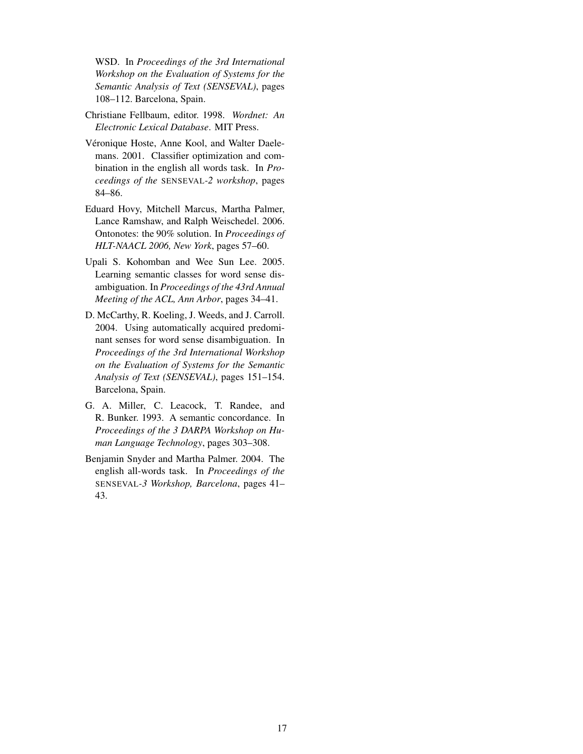WSD. In *Proceedings of the 3rd International Workshop on the Evaluation of Systems for the Semantic Analysis of Text (SENSEVAL)*, pages 108–112. Barcelona, Spain.

Christiane Fellbaum, editor. 1998. *Wordnet: An Electronic Lexical Database*. MIT Press.

Véronique Hoste, Anne Kool, and Walter Daelemans. 2001. Classifier optimization and combination in the english all words task. In *Proceedings of the* SENSEVAL*-2 workshop*, pages 84–86.

Eduard Hovy, Mitchell Marcus, Martha Palmer, Lance Ramshaw, and Ralph Weischedel. 2006. Ontonotes: the 90% solution. In *Proceedings of HLT-NAACL 2006, New York*, pages 57–60.

Upali S. Kohomban and Wee Sun Lee. 2005. Learning semantic classes for word sense disambiguation. In *Proceedings of the 43rd Annual Meeting of the ACL, Ann Arbor*, pages 34–41.

D. McCarthy, R. Koeling, J. Weeds, and J. Carroll. 2004. Using automatically acquired predominant senses for word sense disambiguation. In *Proceedings of the 3rd International Workshop on the Evaluation of Systems for the Semantic Analysis of Text (SENSEVAL)*, pages 151–154. Barcelona, Spain.

G. A. Miller, C. Leacock, T. Randee, and R. Bunker. 1993. A semantic concordance. In *Proceedings of the 3 DARPA Workshop on Human Language Technology*, pages 303–308.

Benjamin Snyder and Martha Palmer. 2004. The english all-words task. In *Proceedings of the* SENSEVAL*-3 Workshop, Barcelona*, pages 41–43.